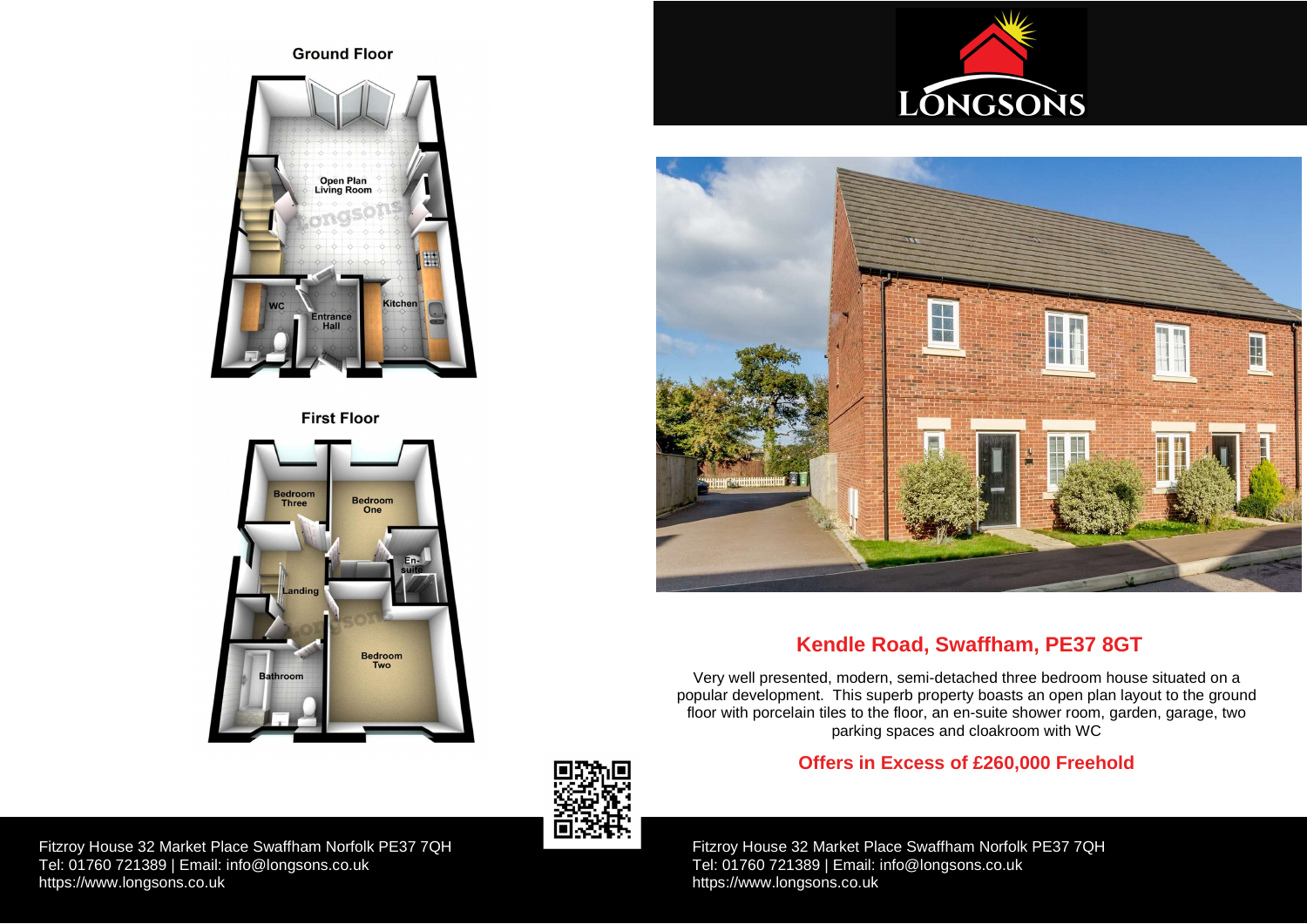Ground Floor

Open Plan Living Room

WC

Entrance Hall

Kitchen

First Floor

Bedroom Three

Bedroom One

En-suite

Landing

Bathroom

Bedroom Two

LONGSONS

## Kendle Road, Swaffham, PE37 8GT

Very well presented, modern, semi-detached three bedroom house situated on a popular development. This superb property boasts an open plan layout to the ground floor with porcelain tiles to the floor, an en-suite shower room, garden, garage, two parking spaces and cloakroom with WC

**Offers in Excess of £260,000 Freehold**

Fitzroy House 32 Market Place Swaffham Norfolk PE37 7QH
Tel: 01760 721389 | Email: info@longsons.co.uk
https://www.longsons.co.uk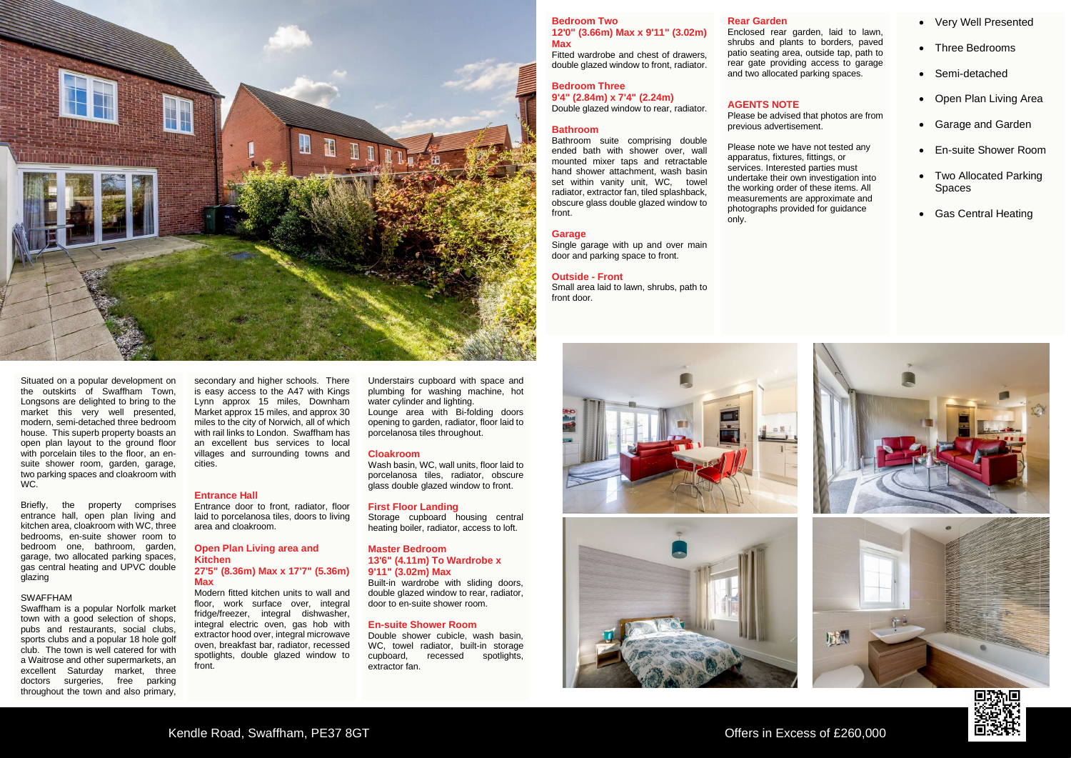Situated on a popular development on the outskirts of Swaffham Town, Longsons are delighted to bring to the market this very well presented, modern, semi-detached three bedroom house. This superb property boasts an open plan layout to the ground floor with porcelain tiles to the floor, an en-suite shower room, garden, garage, two parking spaces and cloakroom with WC.

Briefly, the property comprises entrance hall, open plan living and kitchen area, cloakroom with WC, three bedrooms, en-suite shower room to bedroom one, bathroom, garden, garage, two allocated parking spaces, gas central heating and UPVC double glazing

SWAFFHAM

Swaffham is a popular Norfolk market town with a good selection of shops, pubs and restaurants, social clubs, sports clubs and a popular 18 hole golf club. The town is well catered for with a Waitrose and other supermarkets, an excellent Saturday market, three doctors surgeries, free parking throughout the town and also primary, secondary and higher schools. There is easy access to the A47 with Kings Lynn approx 15 miles, Downham Market approx 15 miles, and approx 30 miles to the city of Norwich, all of which with rail links to London. Swaffham has an excellent bus services to local villages and surrounding towns and cities.

### Entrance Hall

Entrance door to front, radiator, floor laid to porcelanosa tiles, doors to living area and cloakroom.

### Open Plan Living area and Kitchen
### 27'5" (8.36m) Max x 17'7" (5.36m) Max

Modern fitted kitchen units to wall and floor, work surface over, integral fridge/freezer, integral dishwasher, integral electric oven, gas hob with extractor hood over, integral microwave oven, breakfast bar, radiator, recessed spotlights, double glazed window to front.

Understairs cupboard with space and plumbing for washing machine, hot water cylinder and lighting.

Lounge area with Bi-folding doors opening to garden, radiator, floor laid to porcelanosa tiles throughout.

### Cloakroom

Wash basin, WC, wall units, floor laid to porcelanosa tiles, radiator, obscure glass double glazed window to front.

### First Floor Landing

Storage cupboard housing central heating boiler, radiator, access to loft.

### Master Bedroom
### 13'6" (4.11m) To Wardrobe x 9'11" (3.02m) Max

Built-in wardrobe with sliding doors, double glazed window to rear, radiator, door to en-suite shower room.

### En-suite Shower Room

Double shower cubicle, wash basin, WC, towel radiator, built-in storage cupboard, recessed spotlights, extractor fan.

### Bedroom Two
### 12'0" (3.66m) Max x 9'11" (3.02m) Max

Fitted wardrobe and chest of drawers, double glazed window to front, radiator.

### Bedroom Three
### 9'4" (2.84m) x 7'4" (2.24m)

Double glazed window to rear, radiator.

### Bathroom

Bathroom suite comprising double ended bath with shower over, wall mounted mixer taps and retractable hand shower attachment, wash basin set within vanity unit, WC, towel radiator, extractor fan, tiled splashback, obscure glass double glazed window to front.

### Garage

Single garage with up and over main door and parking space to front.

### Outside - Front

Small area laid to lawn, shrubs, path to front door.

### Rear Garden

Enclosed rear garden, laid to lawn, shrubs and plants to borders, paved patio seating area, outside tap, path to rear gate providing access to garage and two allocated parking spaces.

### AGENTS NOTE

Please be advised that photos are from previous advertisement.

Please note we have not tested any apparatus, fixtures, fittings, or services. Interested parties must undertake their own investigation into the working order of these items. All measurements are approximate and photographs provided for guidance only.

- Very Well Presented
- Three Bedrooms
- Semi-detached
- Open Plan Living Area
- Garage and Garden
- En-suite Shower Room
- Two Allocated Parking Spaces
- Gas Central Heating

Kendle Road, Swaffham, PE37 8GT

Offers in Excess of £260,000